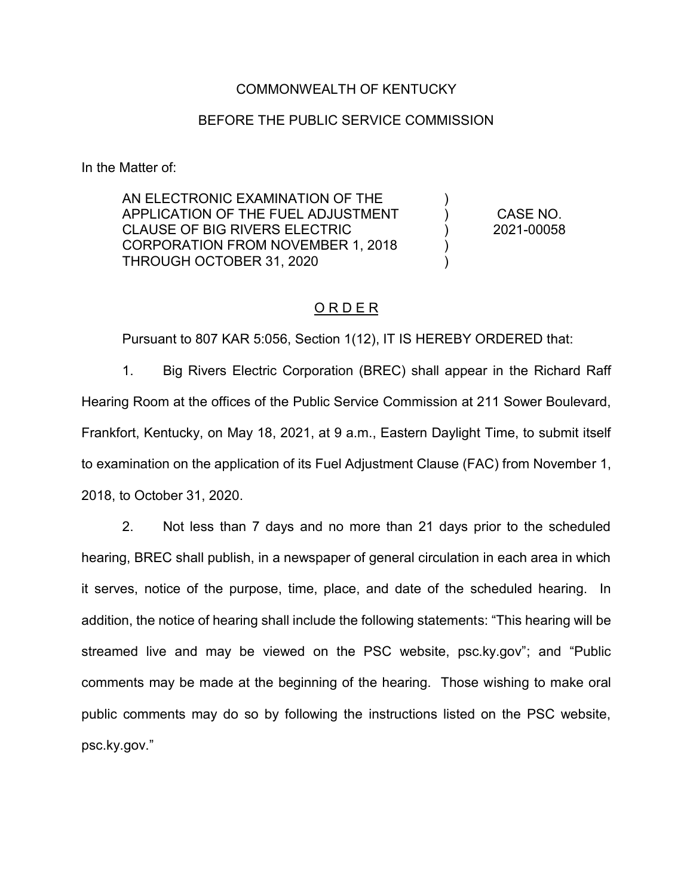COMMONWEALTH OF KENTUCKY

BEFORE THE PUBLIC SERVICE COMMISSION

In the Matter of:

| | | |
|---|---|---|
| AN ELECTRONIC EXAMINATION OF THE APPLICATION OF THE FUEL ADJUSTMENT CLAUSE OF BIG RIVERS ELECTRIC CORPORATION FROM NOVEMBER 1, 2018 THROUGH OCTOBER 31, 2020 | ) ) ) ) ) | CASE NO. 2021-00058 |

## O R D E R

Pursuant to 807 KAR 5:056, Section 1(12), IT IS HEREBY ORDERED that:

1. Big Rivers Electric Corporation (BREC) shall appear in the Richard Raff Hearing Room at the offices of the Public Service Commission at 211 Sower Boulevard, Frankfort, Kentucky, on May 18, 2021, at 9 a.m., Eastern Daylight Time, to submit itself to examination on the application of its Fuel Adjustment Clause (FAC) from November 1, 2018, to October 31, 2020.

2. Not less than 7 days and no more than 21 days prior to the scheduled hearing, BREC shall publish, in a newspaper of general circulation in each area in which it serves, notice of the purpose, time, place, and date of the scheduled hearing. In addition, the notice of hearing shall include the following statements: "This hearing will be streamed live and may be viewed on the PSC website, psc.ky.gov"; and "Public comments may be made at the beginning of the hearing. Those wishing to make oral public comments may do so by following the instructions listed on the PSC website, psc.ky.gov."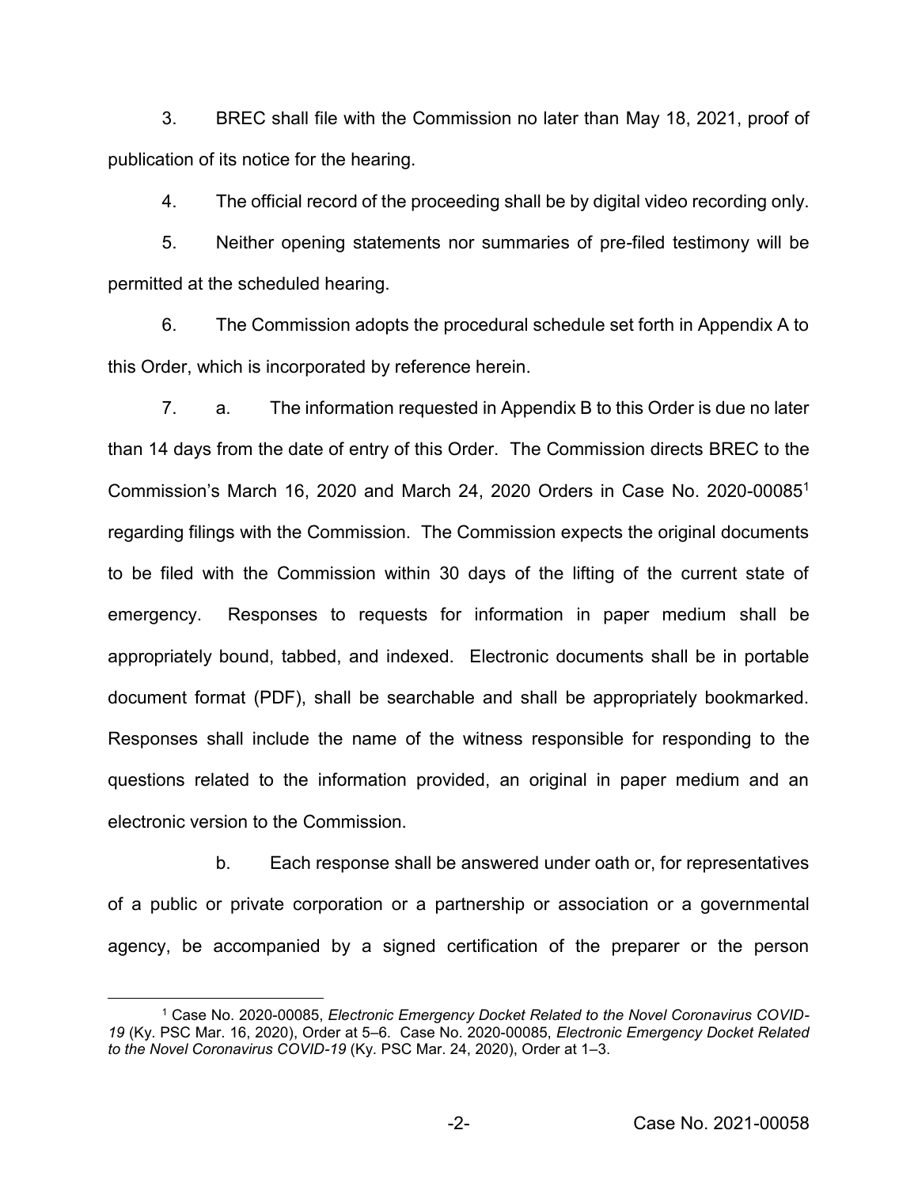3. BREC shall file with the Commission no later than May 18, 2021, proof of publication of its notice for the hearing.

4. The official record of the proceeding shall be by digital video recording only.

5. Neither opening statements nor summaries of pre-filed testimony will be permitted at the scheduled hearing.

6. The Commission adopts the procedural schedule set forth in Appendix A to this Order, which is incorporated by reference herein.

7. a. The information requested in Appendix B to this Order is due no later than 14 days from the date of entry of this Order. The Commission directs BREC to the Commission's March 16, 2020 and March 24, 2020 Orders in Case No. 2020-00085[1] regarding filings with the Commission. The Commission expects the original documents to be filed with the Commission within 30 days of the lifting of the current state of emergency. Responses to requests for information in paper medium shall be appropriately bound, tabbed, and indexed. Electronic documents shall be in portable document format (PDF), shall be searchable and shall be appropriately bookmarked. Responses shall include the name of the witness responsible for responding to the questions related to the information provided, an original in paper medium and an electronic version to the Commission.

b. Each response shall be answered under oath or, for representatives of a public or private corporation or a partnership or association or a governmental agency, be accompanied by a signed certification of the preparer or the person

---

[1] Case No. 2020-00085, *Electronic Emergency Docket Related to the Novel Coronavirus COVID-19* (Ky. PSC Mar. 16, 2020), Order at 5–6. Case No. 2020-00085, *Electronic Emergency Docket Related to the Novel Coronavirus COVID-19* (Ky. PSC Mar. 24, 2020), Order at 1–3.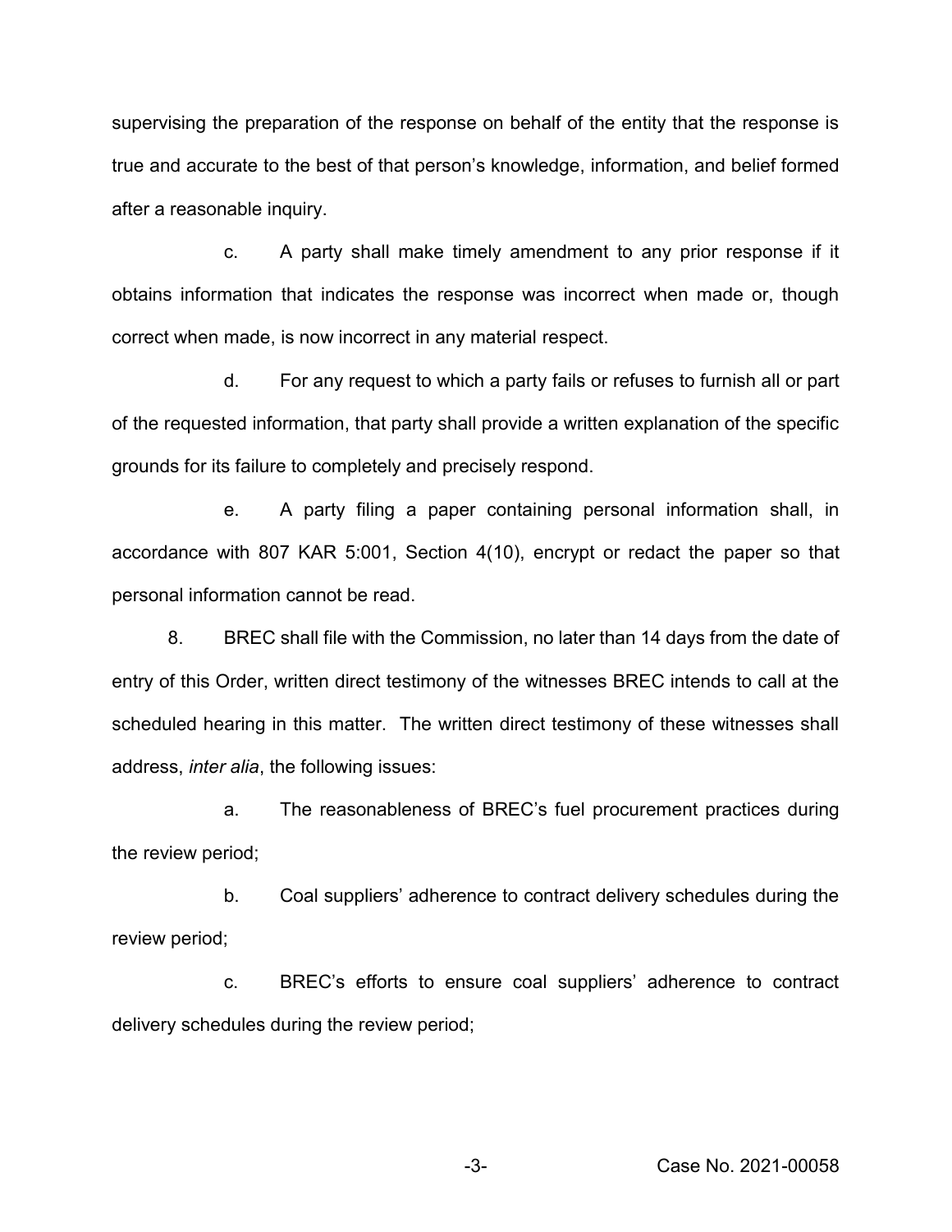supervising the preparation of the response on behalf of the entity that the response is true and accurate to the best of that person's knowledge, information, and belief formed after a reasonable inquiry.

c. A party shall make timely amendment to any prior response if it obtains information that indicates the response was incorrect when made or, though correct when made, is now incorrect in any material respect.

d. For any request to which a party fails or refuses to furnish all or part of the requested information, that party shall provide a written explanation of the specific grounds for its failure to completely and precisely respond.

e. A party filing a paper containing personal information shall, in accordance with 807 KAR 5:001, Section 4(10), encrypt or redact the paper so that personal information cannot be read.

8. BREC shall file with the Commission, no later than 14 days from the date of entry of this Order, written direct testimony of the witnesses BREC intends to call at the scheduled hearing in this matter. The written direct testimony of these witnesses shall address, *inter alia*, the following issues:

a. The reasonableness of BREC's fuel procurement practices during the review period;

b. Coal suppliers' adherence to contract delivery schedules during the review period;

c. BREC's efforts to ensure coal suppliers' adherence to contract delivery schedules during the review period;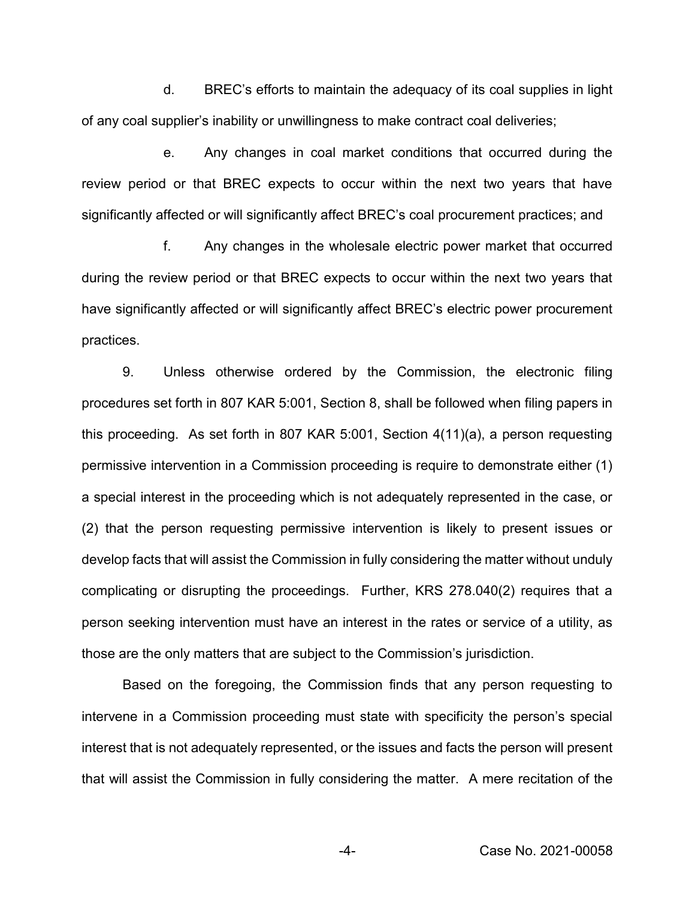d. BREC's efforts to maintain the adequacy of its coal supplies in light of any coal supplier's inability or unwillingness to make contract coal deliveries;

e. Any changes in coal market conditions that occurred during the review period or that BREC expects to occur within the next two years that have significantly affected or will significantly affect BREC's coal procurement practices; and

f. Any changes in the wholesale electric power market that occurred during the review period or that BREC expects to occur within the next two years that have significantly affected or will significantly affect BREC's electric power procurement practices.

9. Unless otherwise ordered by the Commission, the electronic filing procedures set forth in 807 KAR 5:001, Section 8, shall be followed when filing papers in this proceeding. As set forth in 807 KAR 5:001, Section 4(11)(a), a person requesting permissive intervention in a Commission proceeding is require to demonstrate either (1) a special interest in the proceeding which is not adequately represented in the case, or (2) that the person requesting permissive intervention is likely to present issues or develop facts that will assist the Commission in fully considering the matter without unduly complicating or disrupting the proceedings. Further, KRS 278.040(2) requires that a person seeking intervention must have an interest in the rates or service of a utility, as those are the only matters that are subject to the Commission's jurisdiction.

Based on the foregoing, the Commission finds that any person requesting to intervene in a Commission proceeding must state with specificity the person's special interest that is not adequately represented, or the issues and facts the person will present that will assist the Commission in fully considering the matter. A mere recitation of the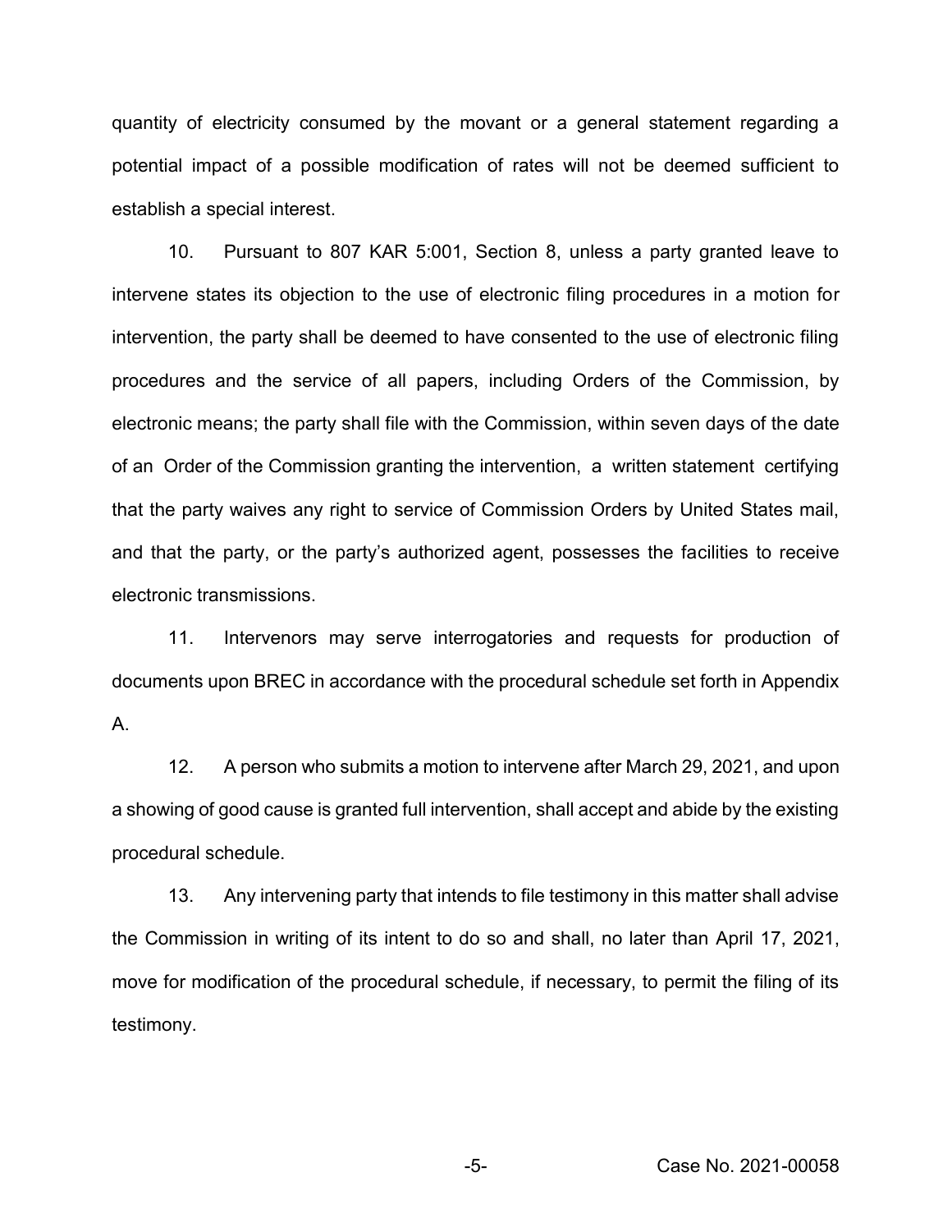quantity of electricity consumed by the movant or a general statement regarding a potential impact of a possible modification of rates will not be deemed sufficient to establish a special interest.

10. Pursuant to 807 KAR 5:001, Section 8, unless a party granted leave to intervene states its objection to the use of electronic filing procedures in a motion for intervention, the party shall be deemed to have consented to the use of electronic filing procedures and the service of all papers, including Orders of the Commission, by electronic means; the party shall file with the Commission, within seven days of the date of an Order of the Commission granting the intervention, a written statement certifying that the party waives any right to service of Commission Orders by United States mail, and that the party, or the party's authorized agent, possesses the facilities to receive electronic transmissions.

11. Intervenors may serve interrogatories and requests for production of documents upon BREC in accordance with the procedural schedule set forth in Appendix A.

12. A person who submits a motion to intervene after March 29, 2021, and upon a showing of good cause is granted full intervention, shall accept and abide by the existing procedural schedule.

13. Any intervening party that intends to file testimony in this matter shall advise the Commission in writing of its intent to do so and shall, no later than April 17, 2021, move for modification of the procedural schedule, if necessary, to permit the filing of its testimony.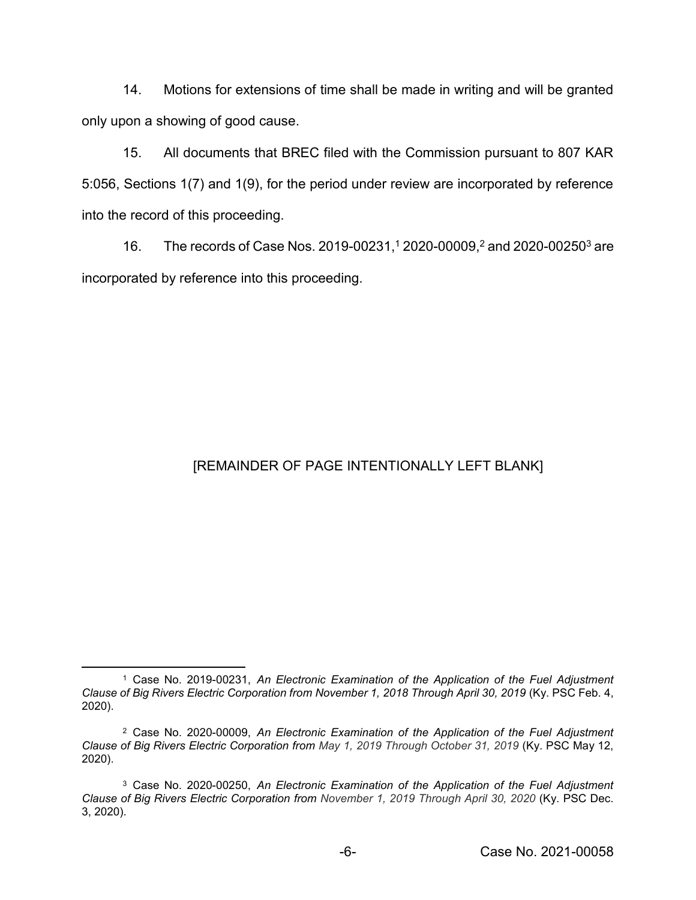14. Motions for extensions of time shall be made in writing and will be granted only upon a showing of good cause.

15. All documents that BREC filed with the Commission pursuant to 807 KAR 5:056, Sections 1(7) and 1(9), for the period under review are incorporated by reference into the record of this proceeding.

16. The records of Case Nos. 2019-00231,[1] 2020-00009,[2] and 2020-00250[3] are incorporated by reference into this proceeding.

[REMAINDER OF PAGE INTENTIONALLY LEFT BLANK]

---

[1] Case No. 2019-00231, *An Electronic Examination of the Application of the Fuel Adjustment Clause of Big Rivers Electric Corporation from November 1, 2018 Through April 30, 2019* (Ky. PSC Feb. 4, 2020).

[2] Case No. 2020-00009, *An Electronic Examination of the Application of the Fuel Adjustment Clause of Big Rivers Electric Corporation from May 1, 2019 Through October 31, 2019* (Ky. PSC May 12, 2020).

[3] Case No. 2020-00250, *An Electronic Examination of the Application of the Fuel Adjustment Clause of Big Rivers Electric Corporation from November 1, 2019 Through April 30, 2020* (Ky. PSC Dec. 3, 2020).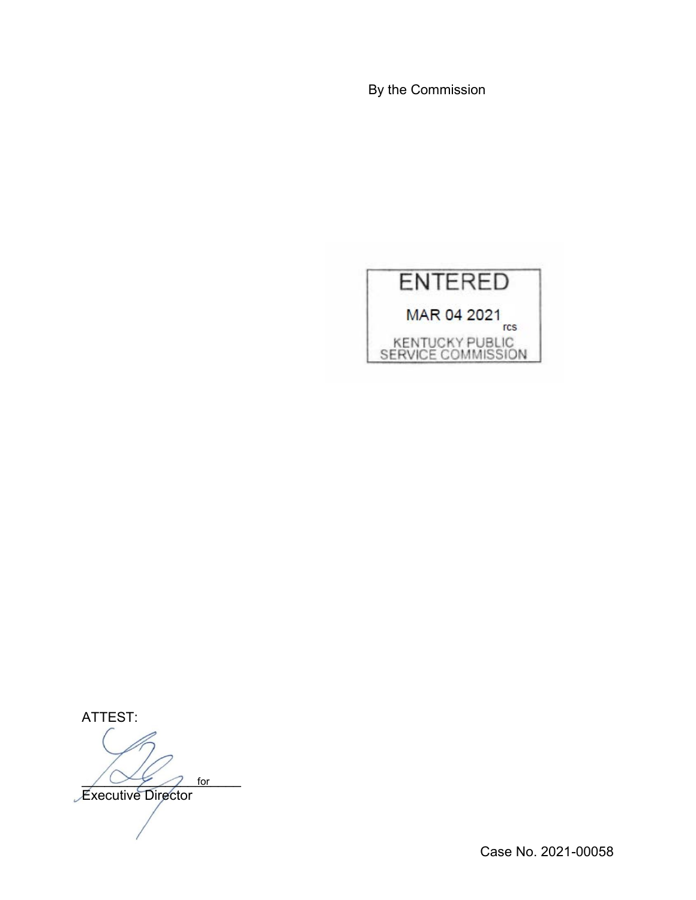By the Commission

ENTERED

MAR 04 2021

rcs

KENTUCKY PUBLIC SERVICE COMMISSION

ATTEST:

for

Executive Director

Case No. 2021-00058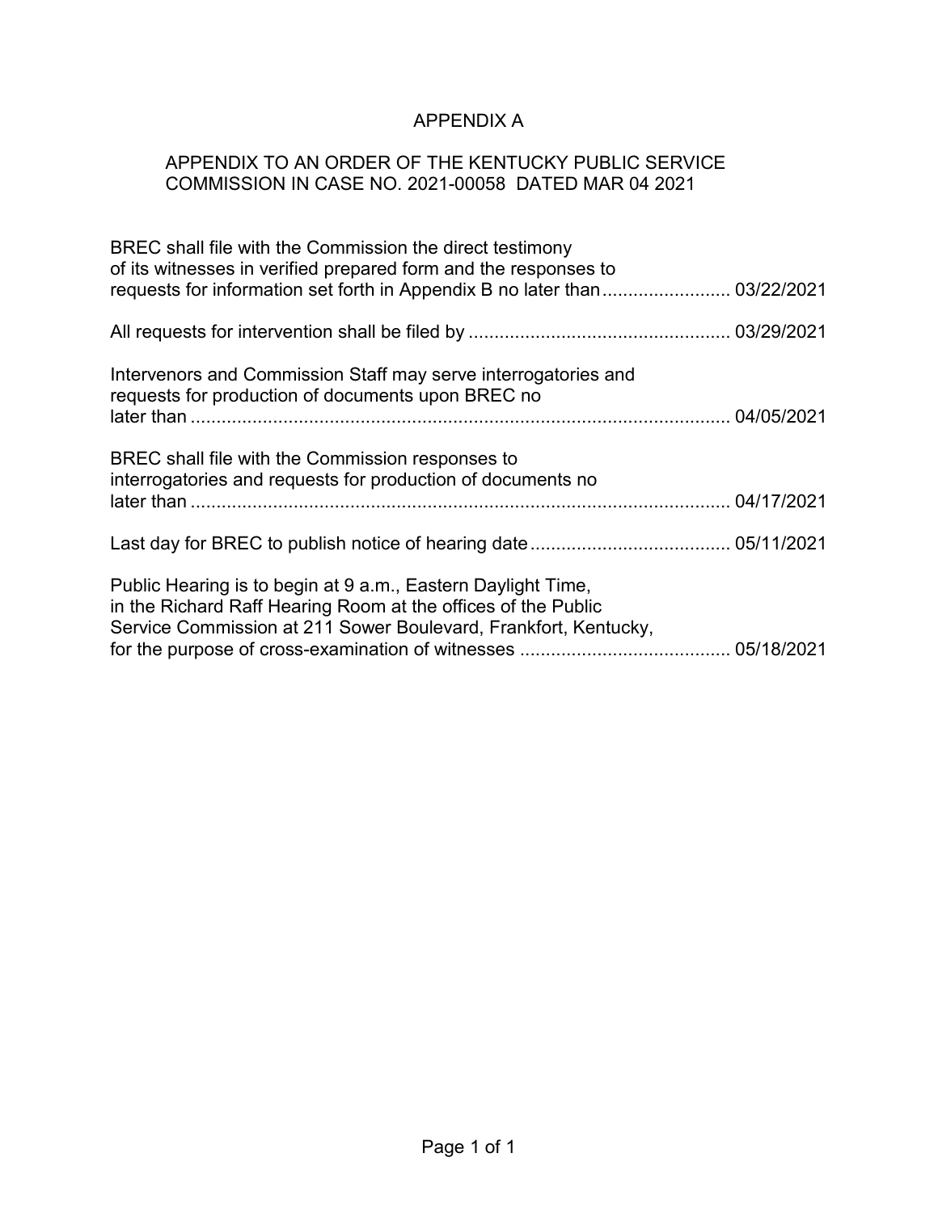# APPENDIX A

## APPENDIX TO AN ORDER OF THE KENTUCKY PUBLIC SERVICE COMMISSION IN CASE NO. 2021-00058 DATED MAR 04 2021

BREC shall file with the Commission the direct testimony of its witnesses in verified prepared form and the responses to requests for information set forth in Appendix B no later than ......................... 03/22/2021

All requests for intervention shall be filed by .................................................. 03/29/2021

Intervenors and Commission Staff may serve interrogatories and requests for production of documents upon BREC no later than ......................................................................................... 04/05/2021

BREC shall file with the Commission responses to interrogatories and requests for production of documents no later than ......................................................................................... 04/17/2021

Last day for BREC to publish notice of hearing date ....................................... 05/11/2021

Public Hearing is to begin at 9 a.m., Eastern Daylight Time, in the Richard Raff Hearing Room at the offices of the Public Service Commission at 211 Sower Boulevard, Frankfort, Kentucky, for the purpose of cross-examination of witnesses ......................................... 05/18/2021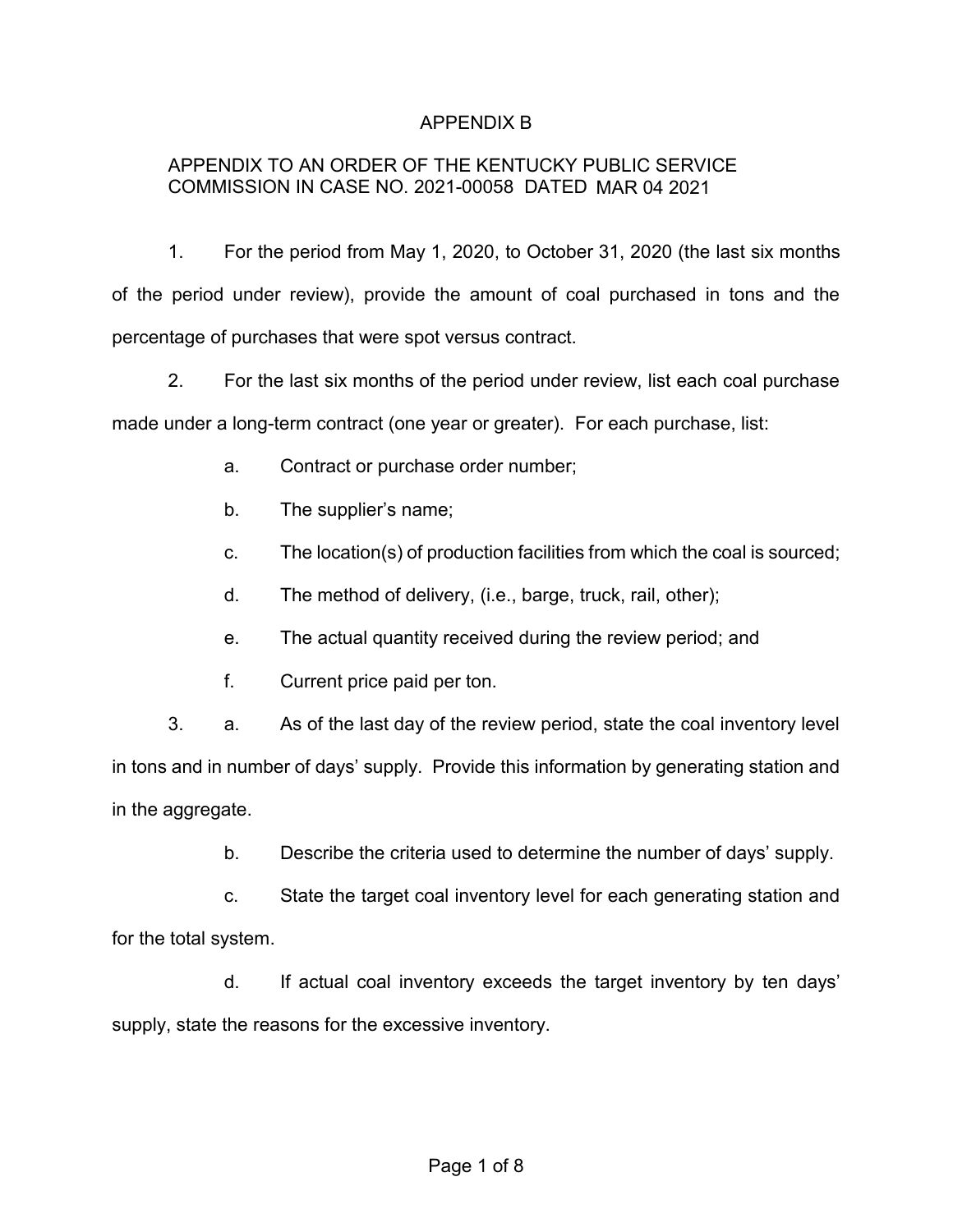# APPENDIX B

APPENDIX TO AN ORDER OF THE KENTUCKY PUBLIC SERVICE COMMISSION IN CASE NO. 2021-00058 DATED MAR 04 2021

1. For the period from May 1, 2020, to October 31, 2020 (the last six months of the period under review), provide the amount of coal purchased in tons and the percentage of purchases that were spot versus contract.

2. For the last six months of the period under review, list each coal purchase made under a long-term contract (one year or greater). For each purchase, list:

   a. Contract or purchase order number;

   b. The supplier's name;

   c. The location(s) of production facilities from which the coal is sourced;

   d. The method of delivery, (i.e., barge, truck, rail, other);

   e. The actual quantity received during the review period; and

   f. Current price paid per ton.

3. a. As of the last day of the review period, state the coal inventory level in tons and in number of days' supply. Provide this information by generating station and in the aggregate.

   b. Describe the criteria used to determine the number of days' supply.

   c. State the target coal inventory level for each generating station and for the total system.

   d. If actual coal inventory exceeds the target inventory by ten days' supply, state the reasons for the excessive inventory.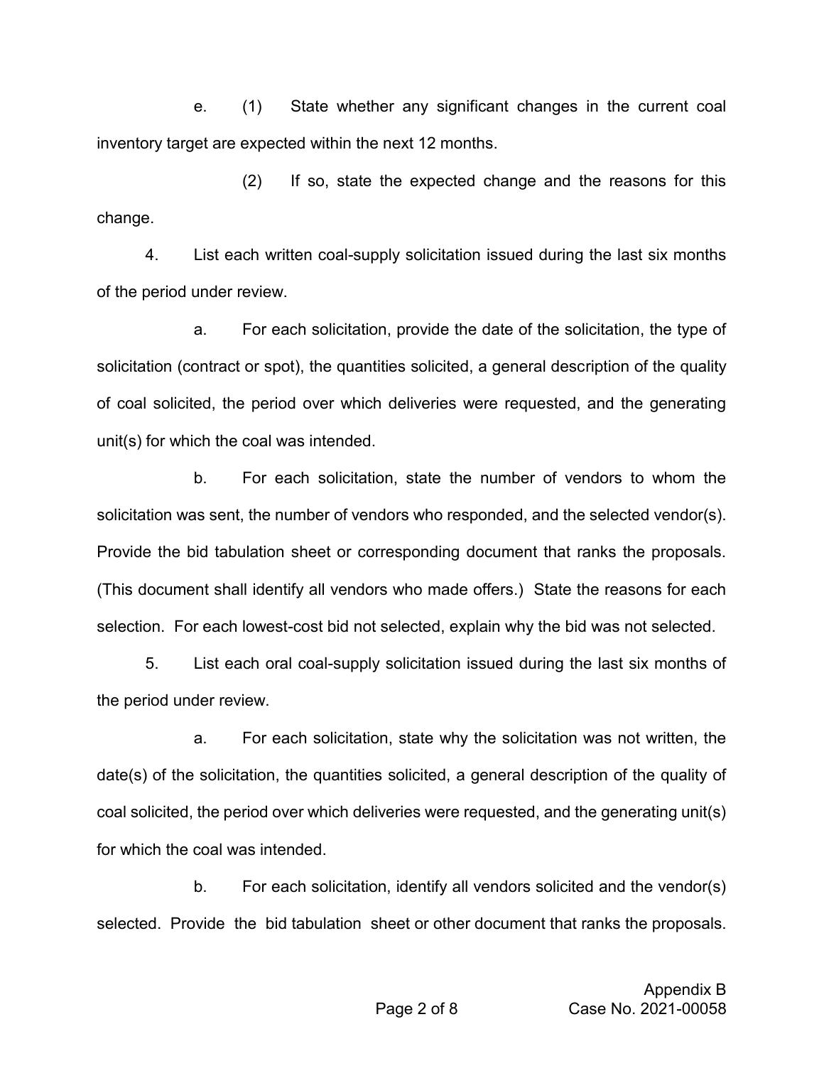e. (1) State whether any significant changes in the current coal inventory target are expected within the next 12 months.

(2) If so, state the expected change and the reasons for this change.

4. List each written coal-supply solicitation issued during the last six months of the period under review.

a. For each solicitation, provide the date of the solicitation, the type of solicitation (contract or spot), the quantities solicited, a general description of the quality of coal solicited, the period over which deliveries were requested, and the generating unit(s) for which the coal was intended.

b. For each solicitation, state the number of vendors to whom the solicitation was sent, the number of vendors who responded, and the selected vendor(s). Provide the bid tabulation sheet or corresponding document that ranks the proposals. (This document shall identify all vendors who made offers.) State the reasons for each selection. For each lowest-cost bid not selected, explain why the bid was not selected.

5. List each oral coal-supply solicitation issued during the last six months of the period under review.

a. For each solicitation, state why the solicitation was not written, the date(s) of the solicitation, the quantities solicited, a general description of the quality of coal solicited, the period over which deliveries were requested, and the generating unit(s) for which the coal was intended.

b. For each solicitation, identify all vendors solicited and the vendor(s) selected. Provide the bid tabulation sheet or other document that ranks the proposals.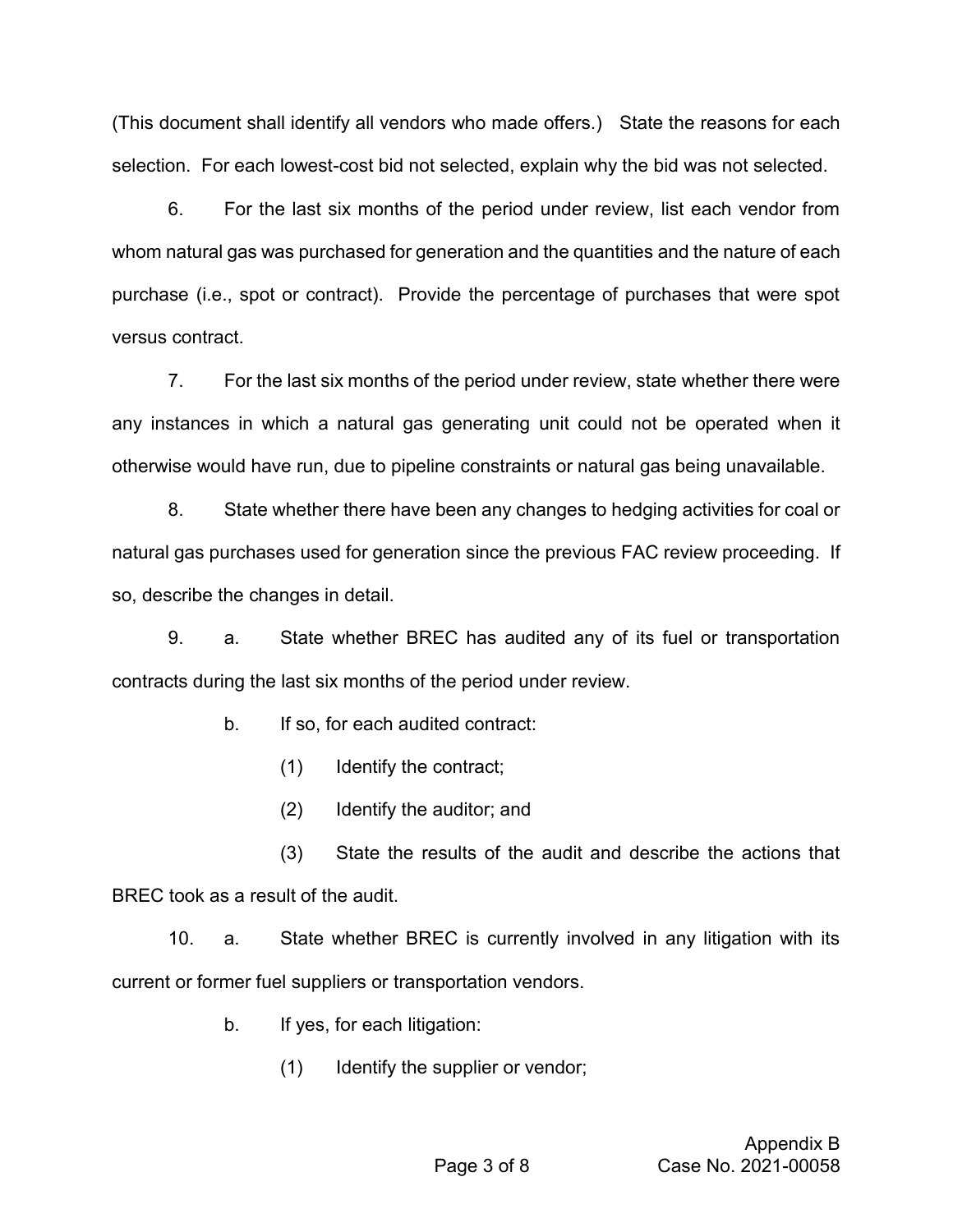(This document shall identify all vendors who made offers.) State the reasons for each selection. For each lowest-cost bid not selected, explain why the bid was not selected.

6. For the last six months of the period under review, list each vendor from whom natural gas was purchased for generation and the quantities and the nature of each purchase (i.e., spot or contract). Provide the percentage of purchases that were spot versus contract.

7. For the last six months of the period under review, state whether there were any instances in which a natural gas generating unit could not be operated when it otherwise would have run, due to pipeline constraints or natural gas being unavailable.

8. State whether there have been any changes to hedging activities for coal or natural gas purchases used for generation since the previous FAC review proceeding. If so, describe the changes in detail.

9. a. State whether BREC has audited any of its fuel or transportation contracts during the last six months of the period under review.

   b. If so, for each audited contract:

      (1) Identify the contract;

      (2) Identify the auditor; and

      (3) State the results of the audit and describe the actions that BREC took as a result of the audit.

10. a. State whether BREC is currently involved in any litigation with its current or former fuel suppliers or transportation vendors.

    b. If yes, for each litigation:

      (1) Identify the supplier or vendor;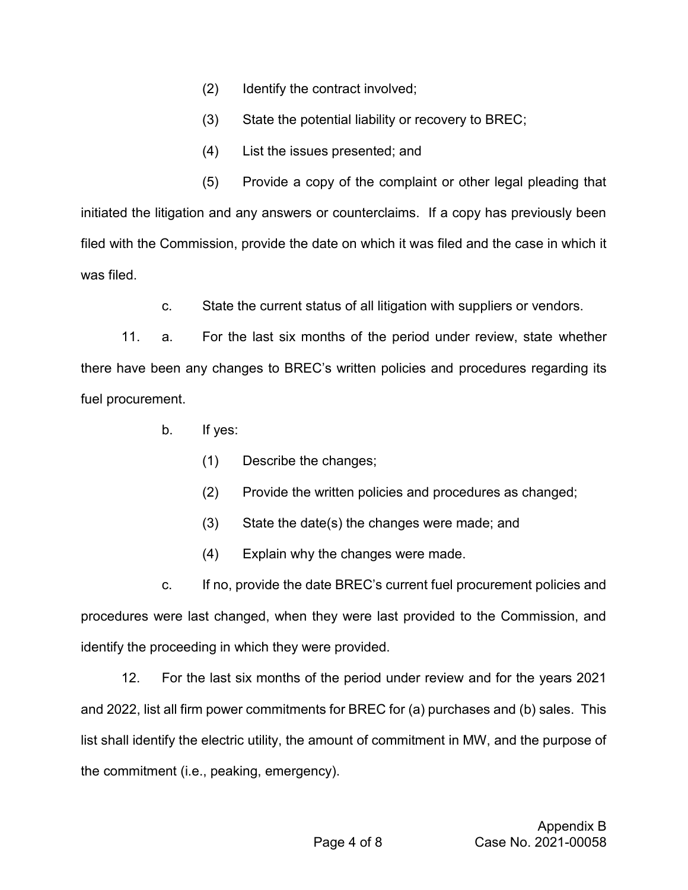(2) Identify the contract involved;

(3) State the potential liability or recovery to BREC;

(4) List the issues presented; and

(5) Provide a copy of the complaint or other legal pleading that initiated the litigation and any answers or counterclaims. If a copy has previously been filed with the Commission, provide the date on which it was filed and the case in which it was filed.

c. State the current status of all litigation with suppliers or vendors.

11. a. For the last six months of the period under review, state whether there have been any changes to BREC's written policies and procedures regarding its fuel procurement.

b. If yes:

(1) Describe the changes;

(2) Provide the written policies and procedures as changed;

(3) State the date(s) the changes were made; and

(4) Explain why the changes were made.

c. If no, provide the date BREC's current fuel procurement policies and procedures were last changed, when they were last provided to the Commission, and identify the proceeding in which they were provided.

12. For the last six months of the period under review and for the years 2021 and 2022, list all firm power commitments for BREC for (a) purchases and (b) sales. This list shall identify the electric utility, the amount of commitment in MW, and the purpose of the commitment (i.e., peaking, emergency).

Appendix B
Case No. 2021-00058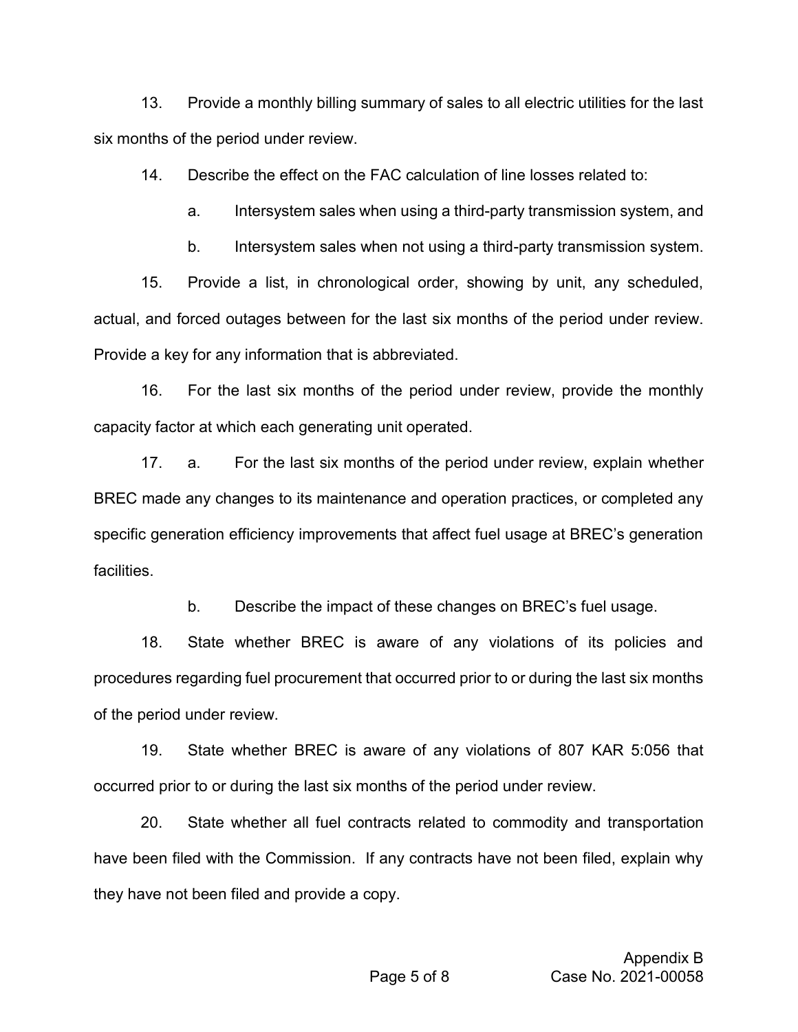13. Provide a monthly billing summary of sales to all electric utilities for the last six months of the period under review.

14. Describe the effect on the FAC calculation of line losses related to:

   a. Intersystem sales when using a third-party transmission system, and

   b. Intersystem sales when not using a third-party transmission system.

15. Provide a list, in chronological order, showing by unit, any scheduled, actual, and forced outages between for the last six months of the period under review. Provide a key for any information that is abbreviated.

16. For the last six months of the period under review, provide the monthly capacity factor at which each generating unit operated.

17. a. For the last six months of the period under review, explain whether BREC made any changes to its maintenance and operation practices, or completed any specific generation efficiency improvements that affect fuel usage at BREC's generation facilities.

   b. Describe the impact of these changes on BREC's fuel usage.

18. State whether BREC is aware of any violations of its policies and procedures regarding fuel procurement that occurred prior to or during the last six months of the period under review.

19. State whether BREC is aware of any violations of 807 KAR 5:056 that occurred prior to or during the last six months of the period under review.

20. State whether all fuel contracts related to commodity and transportation have been filed with the Commission. If any contracts have not been filed, explain why they have not been filed and provide a copy.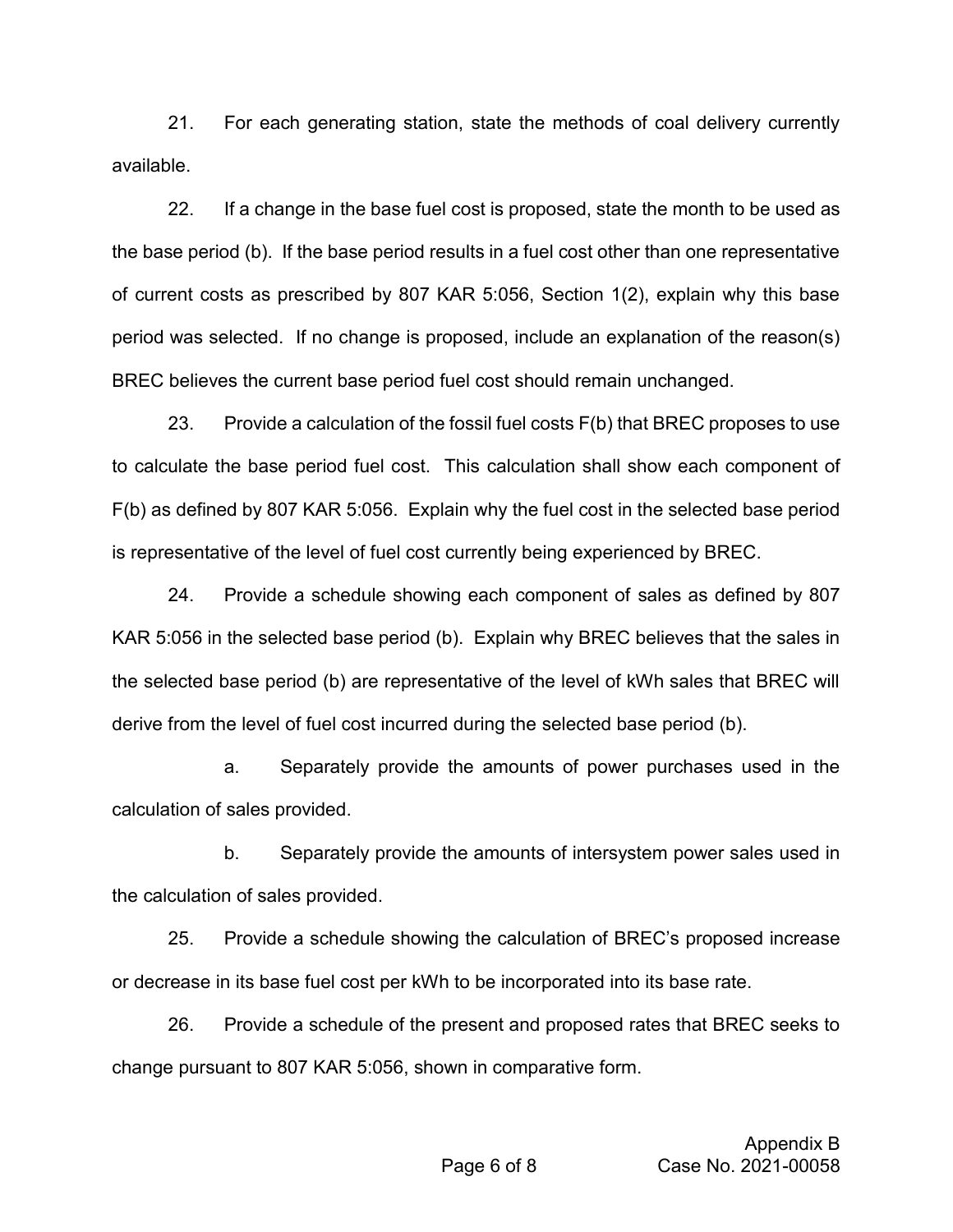21. For each generating station, state the methods of coal delivery currently available.

22. If a change in the base fuel cost is proposed, state the month to be used as the base period (b). If the base period results in a fuel cost other than one representative of current costs as prescribed by 807 KAR 5:056, Section 1(2), explain why this base period was selected. If no change is proposed, include an explanation of the reason(s) BREC believes the current base period fuel cost should remain unchanged.

23. Provide a calculation of the fossil fuel costs F(b) that BREC proposes to use to calculate the base period fuel cost. This calculation shall show each component of F(b) as defined by 807 KAR 5:056. Explain why the fuel cost in the selected base period is representative of the level of fuel cost currently being experienced by BREC.

24. Provide a schedule showing each component of sales as defined by 807 KAR 5:056 in the selected base period (b). Explain why BREC believes that the sales in the selected base period (b) are representative of the level of kWh sales that BREC will derive from the level of fuel cost incurred during the selected base period (b).

   a. Separately provide the amounts of power purchases used in the calculation of sales provided.

   b. Separately provide the amounts of intersystem power sales used in the calculation of sales provided.

25. Provide a schedule showing the calculation of BREC's proposed increase or decrease in its base fuel cost per kWh to be incorporated into its base rate.

26. Provide a schedule of the present and proposed rates that BREC seeks to change pursuant to 807 KAR 5:056, shown in comparative form.

Appendix B
Case No. 2021-00058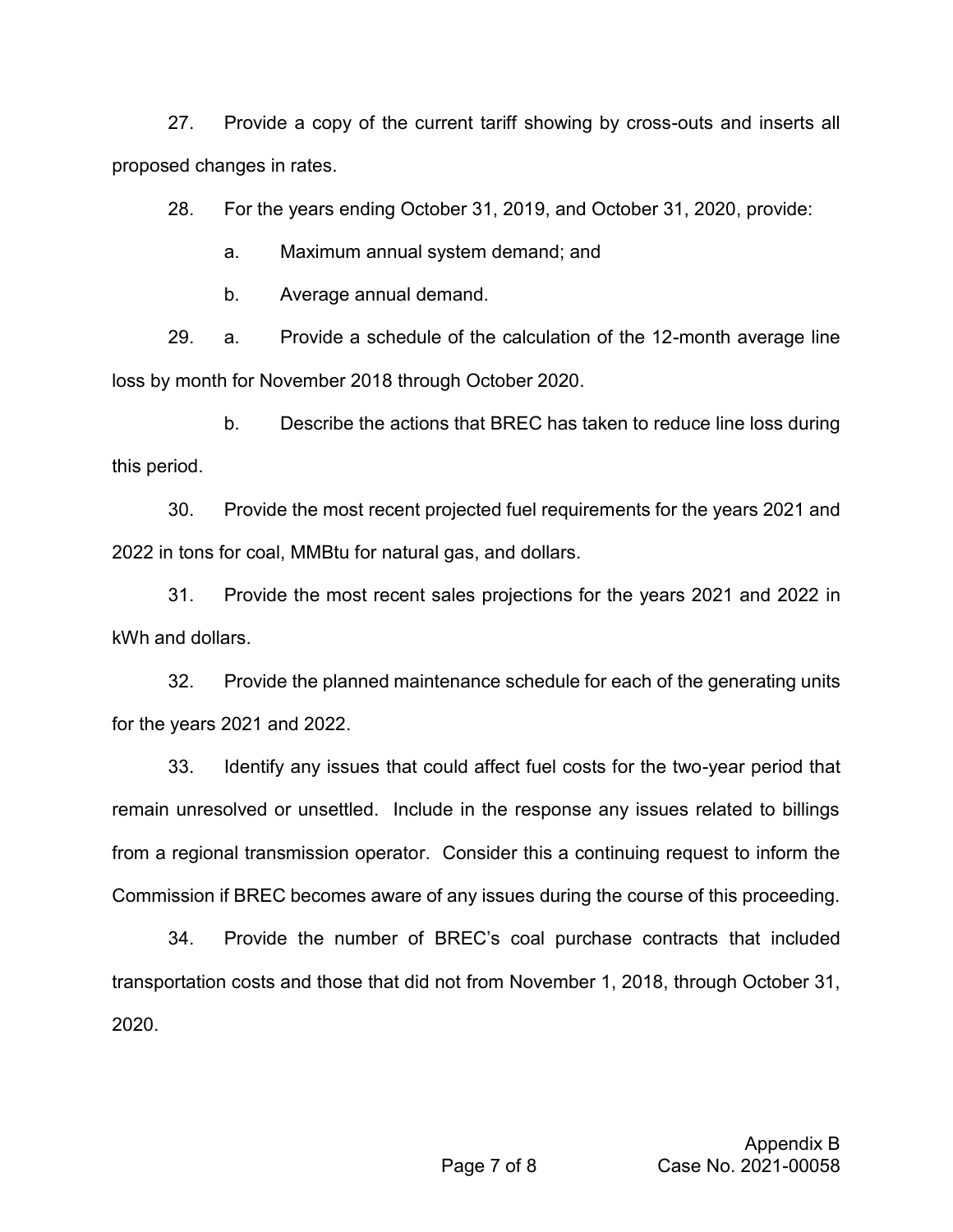27. Provide a copy of the current tariff showing by cross-outs and inserts all proposed changes in rates.

28. For the years ending October 31, 2019, and October 31, 2020, provide:

   a. Maximum annual system demand; and

   b. Average annual demand.

29. a. Provide a schedule of the calculation of the 12-month average line loss by month for November 2018 through October 2020.

   b. Describe the actions that BREC has taken to reduce line loss during this period.

30. Provide the most recent projected fuel requirements for the years 2021 and 2022 in tons for coal, MMBtu for natural gas, and dollars.

31. Provide the most recent sales projections for the years 2021 and 2022 in kWh and dollars.

32. Provide the planned maintenance schedule for each of the generating units for the years 2021 and 2022.

33. Identify any issues that could affect fuel costs for the two-year period that remain unresolved or unsettled. Include in the response any issues related to billings from a regional transmission operator. Consider this a continuing request to inform the Commission if BREC becomes aware of any issues during the course of this proceeding.

34. Provide the number of BREC's coal purchase contracts that included transportation costs and those that did not from November 1, 2018, through October 31, 2020.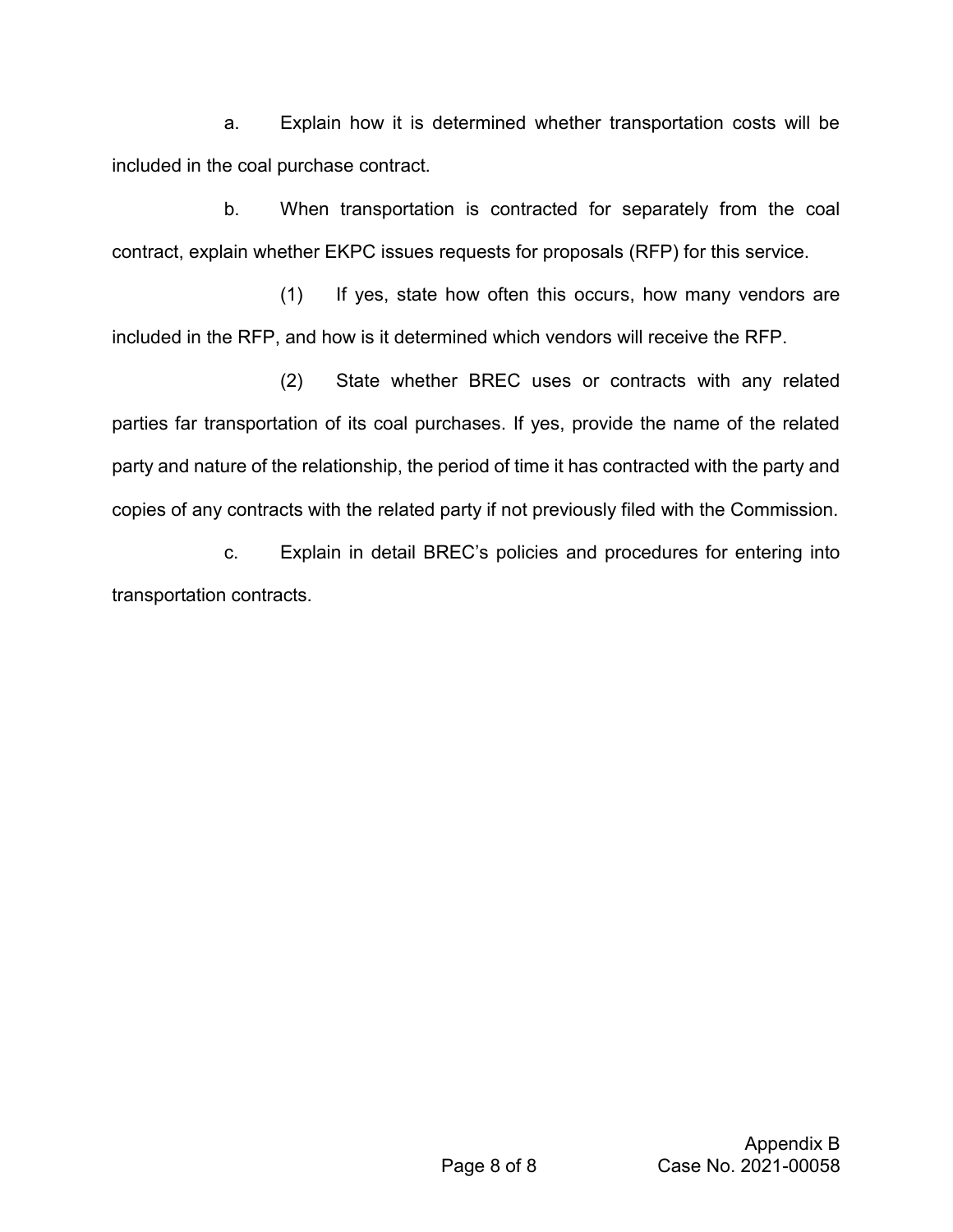a. Explain how it is determined whether transportation costs will be included in the coal purchase contract.

b. When transportation is contracted for separately from the coal contract, explain whether EKPC issues requests for proposals (RFP) for this service.

(1) If yes, state how often this occurs, how many vendors are included in the RFP, and how is it determined which vendors will receive the RFP.

(2) State whether BREC uses or contracts with any related parties far transportation of its coal purchases. If yes, provide the name of the related party and nature of the relationship, the period of time it has contracted with the party and copies of any contracts with the related party if not previously filed with the Commission.

c. Explain in detail BREC's policies and procedures for entering into transportation contracts.

Appendix B
Case No. 2021-00058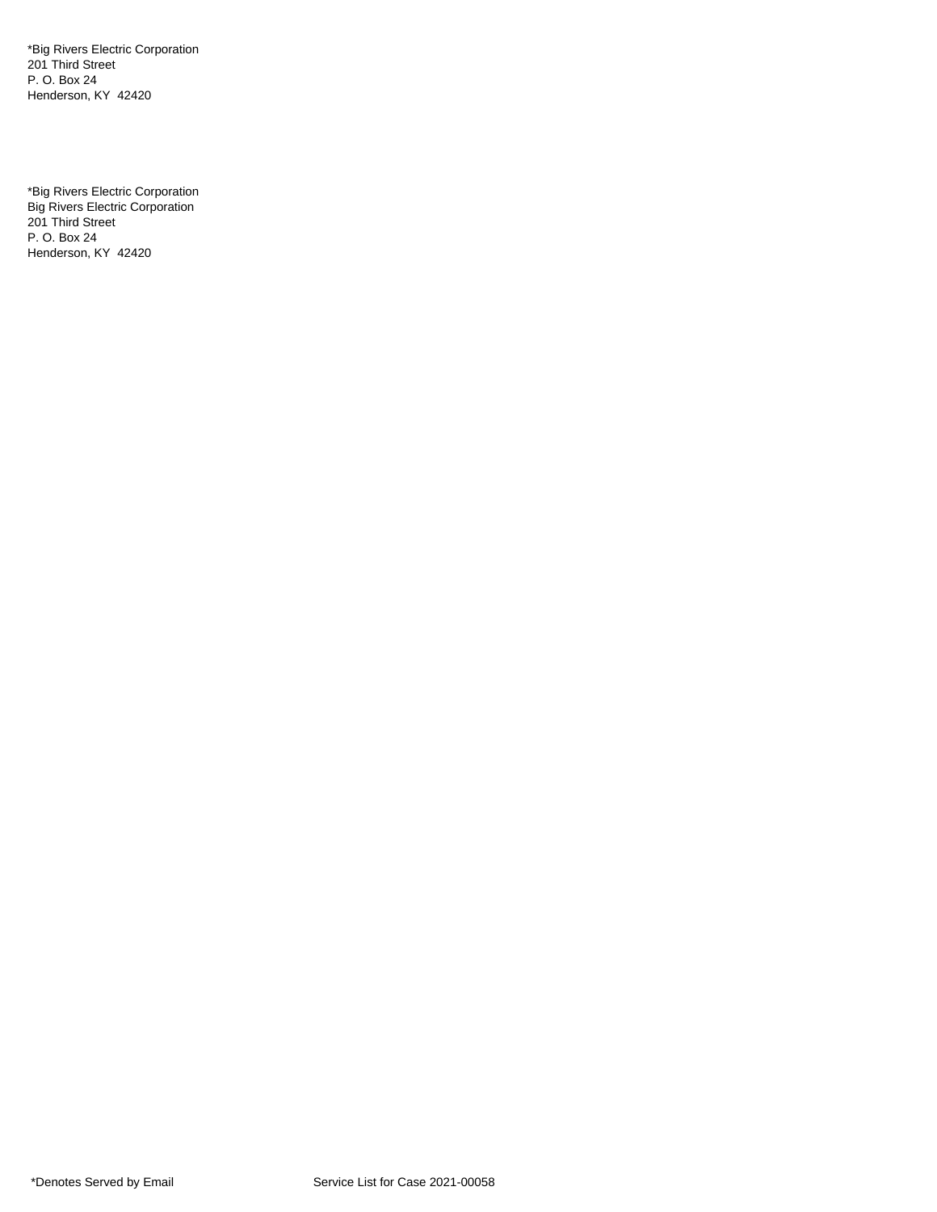*Big Rivers Electric Corporation
201 Third Street
P. O. Box 24
Henderson, KY  42420

*Big Rivers Electric Corporation
Big Rivers Electric Corporation
201 Third Street
P. O. Box 24
Henderson, KY  42420

*Denotes Served by Email

Service List for Case 2021-00058